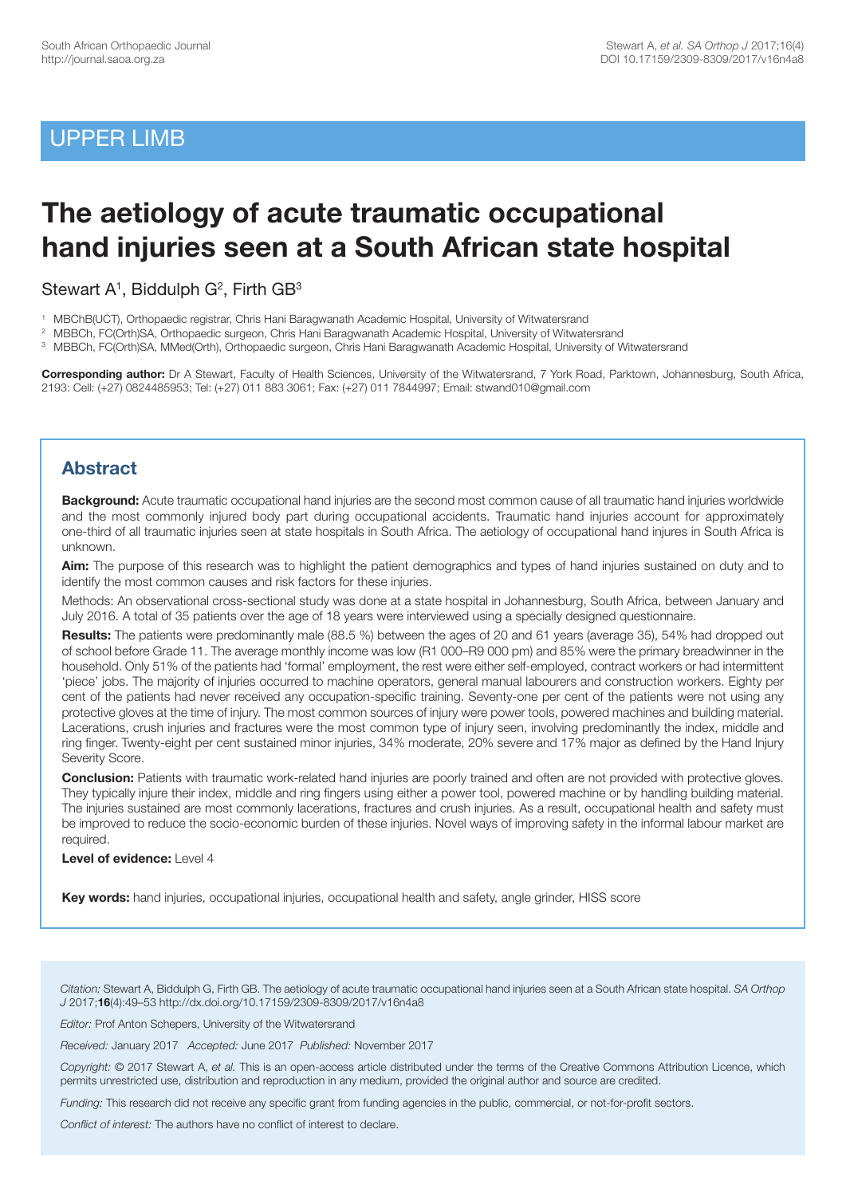UPPER LIMB

# The aetiology of acute traumatic occupational hand injuries seen at a South African state hospital

Stewart A[1], Biddulph G[2], Firth GB[3]

[1] MBChB(UCT), Orthopaedic registrar, Chris Hani Baragwanath Academic Hospital, University of Witwatersrand
[2] MBBCh, FC(Orth)SA, Orthopaedic surgeon, Chris Hani Baragwanath Academic Hospital, University of Witwatersrand
[3] MBBCh, FC(Orth)SA, MMed(Orth), Orthopaedic surgeon, Chris Hani Baragwanath Academic Hospital, University of Witwatersrand

**Corresponding author:** Dr A Stewart, Faculty of Health Sciences, University of the Witwatersrand, 7 York Road, Parktown, Johannesburg, South Africa, 2193: Cell: (+27) 0824485953; Tel: (+27) 011 883 3061; Fax: (+27) 011 7844997; Email: stwand010@gmail.com

## Abstract

**Background:** Acute traumatic occupational hand injuries are the second most common cause of all traumatic hand injuries worldwide and the most commonly injured body part during occupational accidents. Traumatic hand injuries account for approximately one-third of all traumatic injuries seen at state hospitals in South Africa. The aetiology of occupational hand injures in South Africa is unknown.

**Aim:** The purpose of this research was to highlight the patient demographics and types of hand injuries sustained on duty and to identify the most common causes and risk factors for these injuries.

Methods: An observational cross-sectional study was done at a state hospital in Johannesburg, South Africa, between January and July 2016. A total of 35 patients over the age of 18 years were interviewed using a specially designed questionnaire.

**Results:** The patients were predominantly male (88.5 %) between the ages of 20 and 61 years (average 35), 54% had dropped out of school before Grade 11. The average monthly income was low (R1 000–R9 000 pm) and 85% were the primary breadwinner in the household. Only 51% of the patients had 'formal' employment, the rest were either self-employed, contract workers or had intermittent 'piece' jobs. The majority of injuries occurred to machine operators, general manual labourers and construction workers. Eighty per cent of the patients had never received any occupation-specific training. Seventy-one per cent of the patients were not using any protective gloves at the time of injury. The most common sources of injury were power tools, powered machines and building material. Lacerations, crush injuries and fractures were the most common type of injury seen, involving predominantly the index, middle and ring finger. Twenty-eight per cent sustained minor injuries, 34% moderate, 20% severe and 17% major as defined by the Hand Injury Severity Score.

**Conclusion:** Patients with traumatic work-related hand injuries are poorly trained and often are not provided with protective gloves. They typically injure their index, middle and ring fingers using either a power tool, powered machine or by handling building material. The injuries sustained are most commonly lacerations, fractures and crush injuries. As a result, occupational health and safety must be improved to reduce the socio-economic burden of these injuries. Novel ways of improving safety in the informal labour market are required.

**Level of evidence:** Level 4

**Key words:** hand injuries, occupational injuries, occupational health and safety, angle grinder, HISS score

*Citation:* Stewart A, Biddulph G, Firth GB. The aetiology of acute traumatic occupational hand injuries seen at a South African state hospital. *SA Orthop J* 2017;**16**(4):49–53 http://dx.doi.org/10.17159/2309-8309/2017/v16n4a8

*Editor:* Prof Anton Schepers, University of the Witwatersrand

*Received:* January 2017 *Accepted:* June 2017 *Published:* November 2017

*Copyright:* © 2017 Stewart A, *et al.* This is an open-access article distributed under the terms of the Creative Commons Attribution Licence, which permits unrestricted use, distribution and reproduction in any medium, provided the original author and source are credited.

*Funding:* This research did not receive any specific grant from funding agencies in the public, commercial, or not-for-profit sectors.

*Conflict of interest:* The authors have no conflict of interest to declare.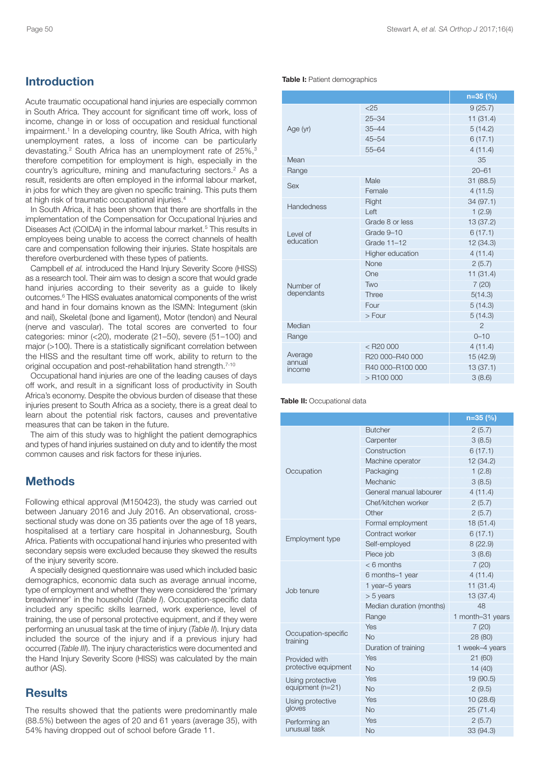## Introduction

Acute traumatic occupational hand injuries are especially common in South Africa. They account for significant time off work, loss of income, change in or loss of occupation and residual functional impairment.[1] In a developing country, like South Africa, with high unemployment rates, a loss of income can be particularly devastating.[2] South Africa has an unemployment rate of 25%,[3] therefore competition for employment is high, especially in the country's agriculture, mining and manufacturing sectors.[2] As a result, residents are often employed in the informal labour market, in jobs for which they are given no specific training. This puts them at high risk of traumatic occupational injuries.[4]

In South Africa, it has been shown that there are shortfalls in the implementation of the Compensation for Occupational Injuries and Diseases Act (COIDA) in the informal labour market.[5] This results in employees being unable to access the correct channels of health care and compensation following their injuries. State hospitals are therefore overburdened with these types of patients.

Campbell *et al.* introduced the Hand Injury Severity Score (HISS) as a research tool. Their aim was to design a score that would grade hand injuries according to their severity as a guide to likely outcomes.[6] The HISS evaluates anatomical components of the wrist and hand in four domains known as the ISMN: Integument (skin and nail), Skeletal (bone and ligament), Motor (tendon) and Neural (nerve and vascular). The total scores are converted to four categories: minor (<20), moderate (21–50), severe (51–100) and major (>100). There is a statistically significant correlation between the HISS and the resultant time off work, ability to return to the original occupation and post-rehabilitation hand strength.[7-10]

Occupational hand injuries are one of the leading causes of days off work, and result in a significant loss of productivity in South Africa's economy. Despite the obvious burden of disease that these injuries present to South Africa as a society, there is a great deal to learn about the potential risk factors, causes and preventative measures that can be taken in the future.

The aim of this study was to highlight the patient demographics and types of hand injuries sustained on duty and to identify the most common causes and risk factors for these injuries.

## Methods

Following ethical approval (M150423), the study was carried out between January 2016 and July 2016. An observational, cross-sectional study was done on 35 patients over the age of 18 years, hospitalised at a tertiary care hospital in Johannesburg, South Africa. Patients with occupational hand injuries who presented with secondary sepsis were excluded because they skewed the results of the injury severity score.

A specially designed questionnaire was used which included basic demographics, economic data such as average annual income, type of employment and whether they were considered the 'primary breadwinner' in the household (*Table I*). Occupation-specific data included any specific skills learned, work experience, level of training, the use of personal protective equipment, and if they were performing an unusual task at the time of injury (*Table II*). Injury data included the source of the injury and if a previous injury had occurred (*Table III*). The injury characteristics were documented and the Hand Injury Severity Score (HISS) was calculated by the main author (AS).

## Results

The results showed that the patients were predominantly male (88.5%) between the ages of 20 and 61 years (average 35), with 54% having dropped out of school before Grade 11.

**Table I:** Patient demographics

| | | n=35 (%) |
|---|---|---|
| Age (yr) | <25 | 9 (25.7) |
| | 25–34 | 11 (31.4) |
| | 35–44 | 5 (14.2) |
| | 45–54 | 6 (17.1) |
| | 55–64 | 4 (11.4) |
| Mean | | 35 |
| Range | | 20–61 |
| Sex | Male | 31 (88.5) |
| | Female | 4 (11.5) |
| Handedness | Right | 34 (97.1) |
| | Left | 1 (2.9) |
| Level of education | Grade 8 or less | 13 (37.2) |
| | Grade 9–10 | 6 (17.1) |
| | Grade 11–12 | 12 (34.3) |
| | Higher education | 4 (11.4) |
| Number of dependants | None | 2 (5.7) |
| | One | 11 (31.4) |
| | Two | 7 (20) |
| | Three | 5(14.3) |
| | Four | 5 (14.3) |
| | > Four | 5 (14.3) |
| Median | | 2 |
| Range | | 0–10 |
| Average annual income | < R20 000 | 4 (11.4) |
| | R20 000–R40 000 | 15 (42.9) |
| | R40 000–R100 000 | 13 (37.1) |
| | > R100 000 | 3 (8.6) |

**Table II:** Occupational data

| | | n=35 (%) |
|---|---|---|
| Occupation | Butcher | 2 (5.7) |
| | Carpenter | 3 (8.5) |
| | Construction | 6 (17.1) |
| | Machine operator | 12 (34.2) |
| | Packaging | 1 (2.8) |
| | Mechanic | 3 (8.5) |
| | General manual labourer | 4 (11.4) |
| | Chef/kitchen worker | 2 (5.7) |
| | Other | 2 (5.7) |
| Employment type | Formal employment | 18 (51.4) |
| | Contract worker | 6 (17.1) |
| | Self-employed | 8 (22.9) |
| | Piece job | 3 (8.6) |
| Job tenure | < 6 months | 7 (20) |
| | 6 months–1 year | 4 (11.4) |
| | 1 year–5 years | 11 (31.4) |
| | > 5 years | 13 (37.4) |
| | Median duration (months) | 48 |
| | Range | 1 month–31 years |
| Occupation-specific training | Yes | 7 (20) |
| | No | 28 (80) |
| | Duration of training | 1 week–4 years |
| Provided with protective equipment | Yes | 21 (60) |
| | No | 14 (40) |
| Using protective equipment (n=21) | Yes | 19 (90.5) |
| | No | 2 (9.5) |
| Using protective gloves | Yes | 10 (28.6) |
| | No | 25 (71.4) |
| Performing an unusual task | Yes | 2 (5.7) |
| | No | 33 (94.3) |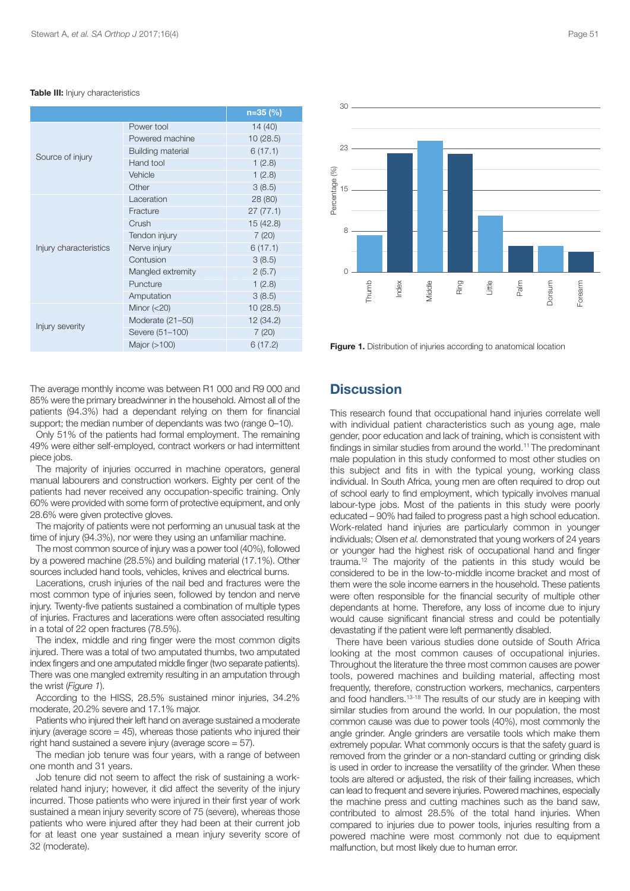**Table III:** Injury characteristics

| | | n=35 (%) |
|---|---|---|
| Source of injury | Power tool | 14 (40) |
| | Powered machine | 10 (28.5) |
| | Building material | 6 (17.1) |
| | Hand tool | 1 (2.8) |
| | Vehicle | 1 (2.8) |
| | Other | 3 (8.5) |
| Injury characteristics | Laceration | 28 (80) |
| | Fracture | 27 (77.1) |
| | Crush | 15 (42.8) |
| | Tendon injury | 7 (20) |
| | Nerve injury | 6 (17.1) |
| | Contusion | 3 (8.5) |
| | Mangled extremity | 2 (5.7) |
| | Puncture | 1 (2.8) |
| | Amputation | 3 (8.5) |
| Injury severity | Minor (<20) | 10 (28.5) |
| | Moderate (21–50) | 12 (34.2) |
| | Severe (51–100) | 7 (20) |
| | Major (>100) | 6 (17.2) |

**Figure 1.** Distribution of injuries according to anatomical location

The average monthly income was between R1 000 and R9 000 and 85% were the primary breadwinner in the household. Almost all of the patients (94.3%) had a dependant relying on them for financial support; the median number of dependants was two (range 0–10).

Only 51% of the patients had formal employment. The remaining 49% were either self-employed, contract workers or had intermittent piece jobs.

The majority of injuries occurred in machine operators, general manual labourers and construction workers. Eighty per cent of the patients had never received any occupation-specific training. Only 60% were provided with some form of protective equipment, and only 28.6% were given protective gloves.

The majority of patients were not performing an unusual task at the time of injury (94.3%), nor were they using an unfamiliar machine.

The most common source of injury was a power tool (40%), followed by a powered machine (28.5%) and building material (17.1%). Other sources included hand tools, vehicles, knives and electrical burns.

Lacerations, crush injuries of the nail bed and fractures were the most common type of injuries seen, followed by tendon and nerve injury. Twenty-five patients sustained a combination of multiple types of injuries. Fractures and lacerations were often associated resulting in a total of 22 open fractures (78.5%).

The index, middle and ring finger were the most common digits injured. There was a total of two amputated thumbs, two amputated index fingers and one amputated middle finger (two separate patients). There was one mangled extremity resulting in an amputation through the wrist (*Figure 1*).

According to the HISS, 28.5% sustained minor injuries, 34.2% moderate, 20.2% severe and 17.1% major.

Patients who injured their left hand on average sustained a moderate injury (average score = 45), whereas those patients who injured their right hand sustained a severe injury (average score = 57).

The median job tenure was four years, with a range of between one month and 31 years.

Job tenure did not seem to affect the risk of sustaining a work-related hand injury; however, it did affect the severity of the injury incurred. Those patients who were injured in their first year of work sustained a mean injury severity score of 75 (severe), whereas those patients who were injured after they had been at their current job for at least one year sustained a mean injury severity score of 32 (moderate).

## Discussion

This research found that occupational hand injuries correlate well with individual patient characteristics such as young age, male gender, poor education and lack of training, which is consistent with findings in similar studies from around the world.[11] The predominant male population in this study conformed to most other studies on this subject and fits in with the typical young, working class individual. In South Africa, young men are often required to drop out of school early to find employment, which typically involves manual labour-type jobs. Most of the patients in this study were poorly educated – 90% had failed to progress past a high school education. Work-related hand injuries are particularly common in younger individuals; Olsen *et al.* demonstrated that young workers of 24 years or younger had the highest risk of occupational hand and finger trauma.[12] The majority of the patients in this study would be considered to be in the low-to-middle income bracket and most of them were the sole income earners in the household. These patients were often responsible for the financial security of multiple other dependants at home. Therefore, any loss of income due to injury would cause significant financial stress and could be potentially devastating if the patient were left permanently disabled.

There have been various studies done outside of South Africa looking at the most common causes of occupational injuries. Throughout the literature the three most common causes are power tools, powered machines and building material, affecting most frequently, therefore, construction workers, mechanics, carpenters and food handlers.[13-18] The results of our study are in keeping with similar studies from around the world. In our population, the most common cause was due to power tools (40%), most commonly the angle grinder. Angle grinders are versatile tools which make them extremely popular. What commonly occurs is that the safety guard is removed from the grinder or a non-standard cutting or grinding disk is used in order to increase the versatility of the grinder. When these tools are altered or adjusted, the risk of their failing increases, which can lead to frequent and severe injuries. Powered machines, especially the machine press and cutting machines such as the band saw, contributed to almost 28.5% of the total hand injuries. When compared to injuries due to power tools, injuries resulting from a powered machine were most commonly not due to equipment malfunction, but most likely due to human error.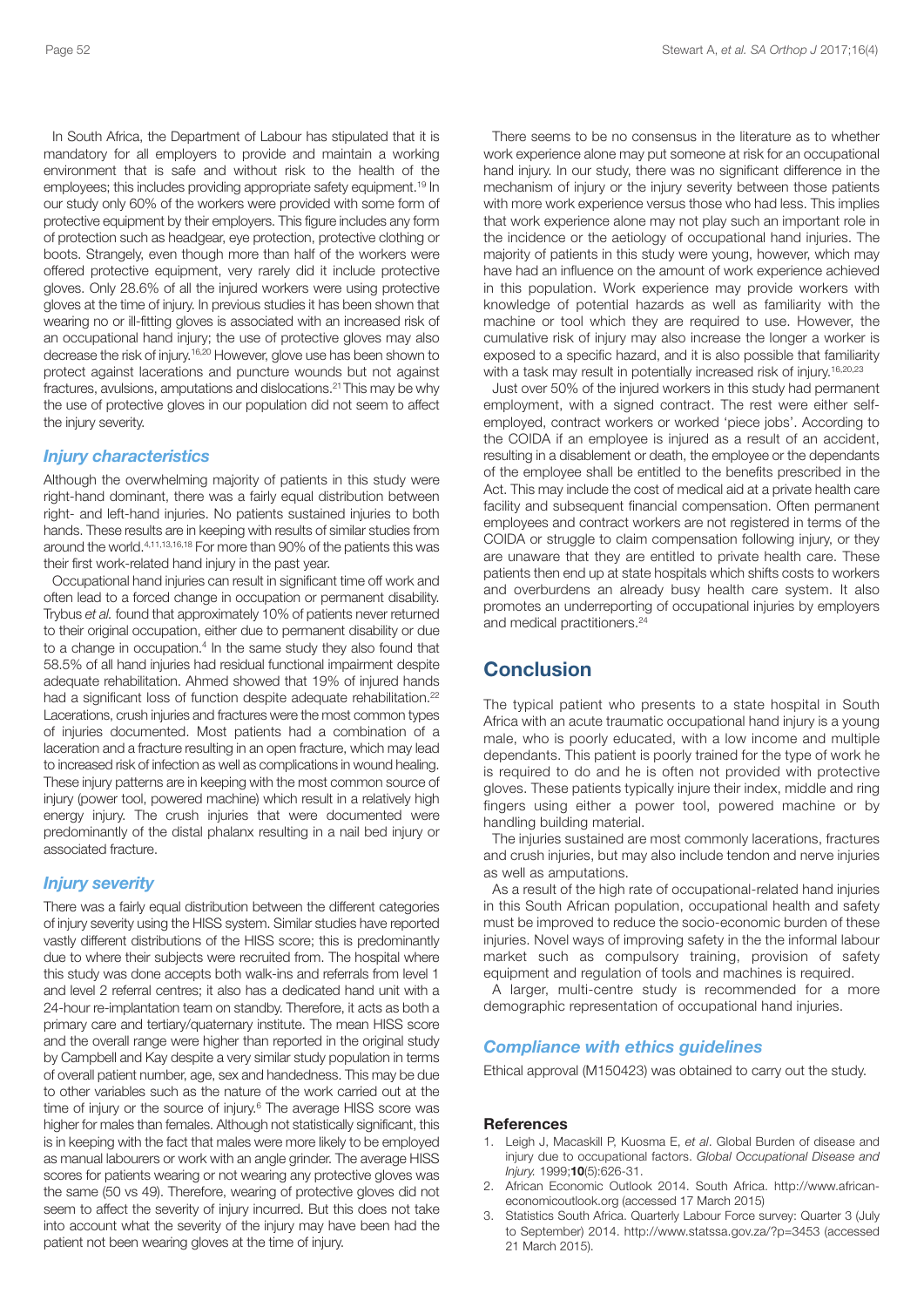In South Africa, the Department of Labour has stipulated that it is mandatory for all employers to provide and maintain a working environment that is safe and without risk to the health of the employees; this includes providing appropriate safety equipment.[19] In our study only 60% of the workers were provided with some form of protective equipment by their employers. This figure includes any form of protection such as headgear, eye protection, protective clothing or boots. Strangely, even though more than half of the workers were offered protective equipment, very rarely did it include protective gloves. Only 28.6% of all the injured workers were using protective gloves at the time of injury. In previous studies it has been shown that wearing no or ill-fitting gloves is associated with an increased risk of an occupational hand injury; the use of protective gloves may also decrease the risk of injury.[16,20] However, glove use has been shown to protect against lacerations and puncture wounds but not against fractures, avulsions, amputations and dislocations.[21] This may be why the use of protective gloves in our population did not seem to affect the injury severity.

### *Injury characteristics*

Although the overwhelming majority of patients in this study were right-hand dominant, there was a fairly equal distribution between right- and left-hand injuries. No patients sustained injuries to both hands. These results are in keeping with results of similar studies from around the world.[4,11,13,16,18] For more than 90% of the patients this was their first work-related hand injury in the past year.

Occupational hand injuries can result in significant time off work and often lead to a forced change in occupation or permanent disability. Trybus *et al.* found that approximately 10% of patients never returned to their original occupation, either due to permanent disability or due to a change in occupation.[4] In the same study they also found that 58.5% of all hand injuries had residual functional impairment despite adequate rehabilitation. Ahmed showed that 19% of injured hands had a significant loss of function despite adequate rehabilitation.[22] Lacerations, crush injuries and fractures were the most common types of injuries documented. Most patients had a combination of a laceration and a fracture resulting in an open fracture, which may lead to increased risk of infection as well as complications in wound healing. These injury patterns are in keeping with the most common source of injury (power tool, powered machine) which result in a relatively high energy injury. The crush injuries that were documented were predominantly of the distal phalanx resulting in a nail bed injury or associated fracture.

### *Injury severity*

There was a fairly equal distribution between the different categories of injury severity using the HISS system. Similar studies have reported vastly different distributions of the HISS score; this is predominantly due to where their subjects were recruited from. The hospital where this study was done accepts both walk-ins and referrals from level 1 and level 2 referral centres; it also has a dedicated hand unit with a 24-hour re-implantation team on standby. Therefore, it acts as both a primary care and tertiary/quaternary institute. The mean HISS score and the overall range were higher than reported in the original study by Campbell and Kay despite a very similar study population in terms of overall patient number, age, sex and handedness. This may be due to other variables such as the nature of the work carried out at the time of injury or the source of injury.[6] The average HISS score was higher for males than females. Although not statistically significant, this is in keeping with the fact that males were more likely to be employed as manual labourers or work with an angle grinder. The average HISS scores for patients wearing or not wearing any protective gloves was the same (50 vs 49). Therefore, wearing of protective gloves did not seem to affect the severity of injury incurred. But this does not take into account what the severity of the injury may have been had the patient not been wearing gloves at the time of injury.

There seems to be no consensus in the literature as to whether work experience alone may put someone at risk for an occupational hand injury. In our study, there was no significant difference in the mechanism of injury or the injury severity between those patients with more work experience versus those who had less. This implies that work experience alone may not play such an important role in the incidence or the aetiology of occupational hand injuries. The majority of patients in this study were young, however, which may have had an influence on the amount of work experience achieved in this population. Work experience may provide workers with knowledge of potential hazards as well as familiarity with the machine or tool which they are required to use. However, the cumulative risk of injury may also increase the longer a worker is exposed to a specific hazard, and it is also possible that familiarity with a task may result in potentially increased risk of injury.[16,20,23]

Just over 50% of the injured workers in this study had permanent employment, with a signed contract. The rest were either self-employed, contract workers or worked 'piece jobs'. According to the COIDA if an employee is injured as a result of an accident, resulting in a disablement or death, the employee or the dependants of the employee shall be entitled to the benefits prescribed in the Act. This may include the cost of medical aid at a private health care facility and subsequent financial compensation. Often permanent employees and contract workers are not registered in terms of the COIDA or struggle to claim compensation following injury, or they are unaware that they are entitled to private health care. These patients then end up at state hospitals which shifts costs to workers and overburdens an already busy health care system. It also promotes an underreporting of occupational injuries by employers and medical practitioners.[24]

## Conclusion

The typical patient who presents to a state hospital in South Africa with an acute traumatic occupational hand injury is a young male, who is poorly educated, with a low income and multiple dependants. This patient is poorly trained for the type of work he is required to do and he is often not provided with protective gloves. These patients typically injure their index, middle and ring fingers using either a power tool, powered machine or by handling building material.

The injuries sustained are most commonly lacerations, fractures and crush injuries, but may also include tendon and nerve injuries as well as amputations.

As a result of the high rate of occupational-related hand injuries in this South African population, occupational health and safety must be improved to reduce the socio-economic burden of these injuries. Novel ways of improving safety in the the informal labour market such as compulsory training, provision of safety equipment and regulation of tools and machines is required.

A larger, multi-centre study is recommended for a more demographic representation of occupational hand injuries.

### *Compliance with ethics guidelines*

Ethical approval (M150423) was obtained to carry out the study.

#### References

1. Leigh J, Macaskill P, Kuosma E, *et al*. Global Burden of disease and injury due to occupational factors. *Global Occupational Disease and Injury.* 1999;**10**(5):626-31.
2. African Economic Outlook 2014. South Africa. http://www.african-economicoutlook.org (accessed 17 March 2015)
3. Statistics South Africa. Quarterly Labour Force survey: Quarter 3 (July to September) 2014. http://www.statssa.gov.za/?p=3453 (accessed 21 March 2015).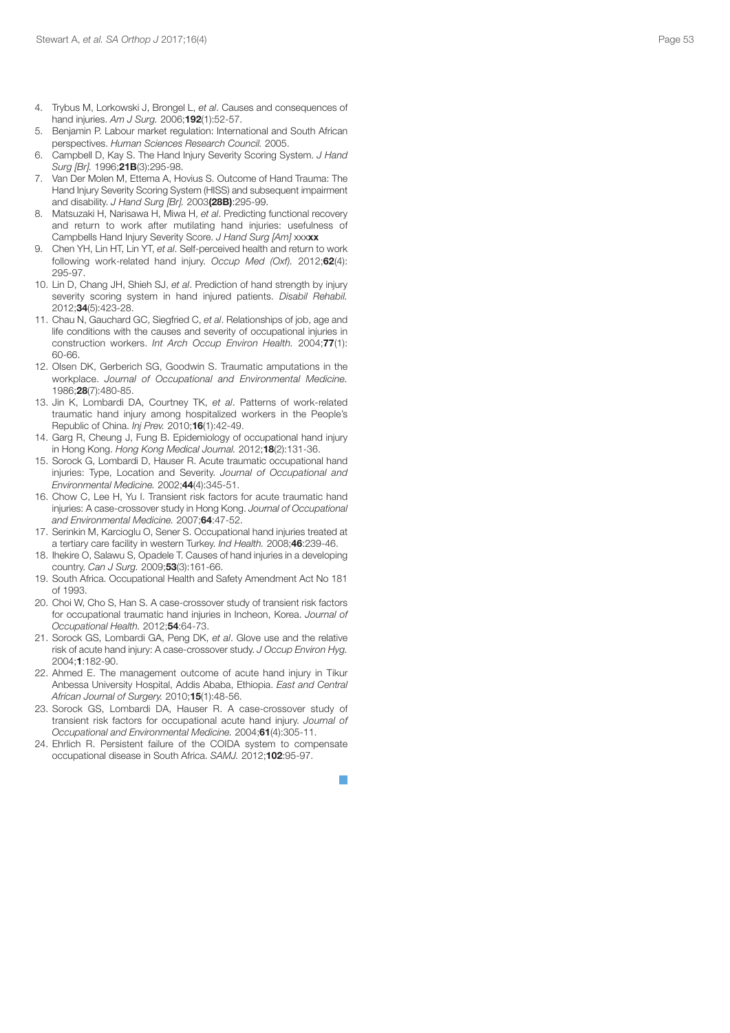4. Trybus M, Lorkowski J, Brongel L, *et al*. Causes and consequences of hand injuries. *Am J Surg.* 2006;**192**(1):52-57.
5. Benjamin P. Labour market regulation: International and South African perspectives. *Human Sciences Research Council.* 2005.
6. Campbell D, Kay S. The Hand Injury Severity Scoring System. *J Hand Surg [Br].* 1996;**21B**(3):295-98.
7. Van Der Molen M, Ettema A, Hovius S. Outcome of Hand Trauma: The Hand Injury Severity Scoring System (HISS) and subsequent impairment and disability. *J Hand Surg [Br].* 2003**(28B)**:295-99.
8. Matsuzaki H, Narisawa H, Miwa H, *et al*. Predicting functional recovery and return to work after mutilating hand injuries: usefulness of Campbells Hand Injury Severity Score. *J Hand Surg [Am]* xxx**xx**
9. Chen YH, Lin HT, Lin YT, *et al*. Self-perceived health and return to work following work-related hand injury. *Occup Med (Oxf).* 2012;**62**(4): 295-97.
10. Lin D, Chang JH, Shieh SJ, *et al*. Prediction of hand strength by injury severity scoring system in hand injured patients. *Disabil Rehabil.* 2012;**34**(5):423-28.
11. Chau N, Gauchard GC, Siegfried C, *et al*. Relationships of job, age and life conditions with the causes and severity of occupational injuries in construction workers. *Int Arch Occup Environ Health.* 2004;**77**(1): 60-66.
12. Olsen DK, Gerberich SG, Goodwin S. Traumatic amputations in the workplace. *Journal of Occupational and Environmental Medicine.* 1986;**28**(7):480-85.
13. Jin K, Lombardi DA, Courtney TK, *et al*. Patterns of work-related traumatic hand injury among hospitalized workers in the People's Republic of China. *Inj Prev.* 2010;**16**(1):42-49.
14. Garg R, Cheung J, Fung B. Epidemiology of occupational hand injury in Hong Kong. *Hong Kong Medical Journal.* 2012;**18**(2):131-36.
15. Sorock G, Lombardi D, Hauser R. Acute traumatic occupational hand injuries: Type, Location and Severity. *Journal of Occupational and Environmental Medicine.* 2002;**44**(4):345-51.
16. Chow C, Lee H, Yu I. Transient risk factors for acute traumatic hand injuries: A case-crossover study in Hong Kong. *Journal of Occupational and Environmental Medicine.* 2007;**64**:47-52.
17. Serinkin M, Karcioglu O, Sener S. Occupational hand injuries treated at a tertiary care facility in western Turkey. *Ind Health.* 2008;**46**:239-46.
18. Ihekire O, Salawu S, Opadele T. Causes of hand injuries in a developing country. *Can J Surg.* 2009;**53**(3):161-66.
19. South Africa. Occupational Health and Safety Amendment Act No 181 of 1993.
20. Choi W, Cho S, Han S. A case-crossover study of transient risk factors for occupational traumatic hand injuries in Incheon, Korea. *Journal of Occupational Health.* 2012;**54**:64-73.
21. Sorock GS, Lombardi GA, Peng DK, *et al*. Glove use and the relative risk of acute hand injury: A case-crossover study. *J Occup Environ Hyg.* 2004;**1**:182-90.
22. Ahmed E. The management outcome of acute hand injury in Tikur Anbessa University Hospital, Addis Ababa, Ethiopia. *East and Central African Journal of Surgery.* 2010;**15**(1):48-56.
23. Sorock GS, Lombardi DA, Hauser R. A case-crossover study of transient risk factors for occupational acute hand injury. *Journal of Occupational and Environmental Medicine.* 2004;**61**(4):305-11.
24. Ehrlich R. Persistent failure of the COIDA system to compensate occupational disease in South Africa. *SAMJ.* 2012;**102**:95-97.